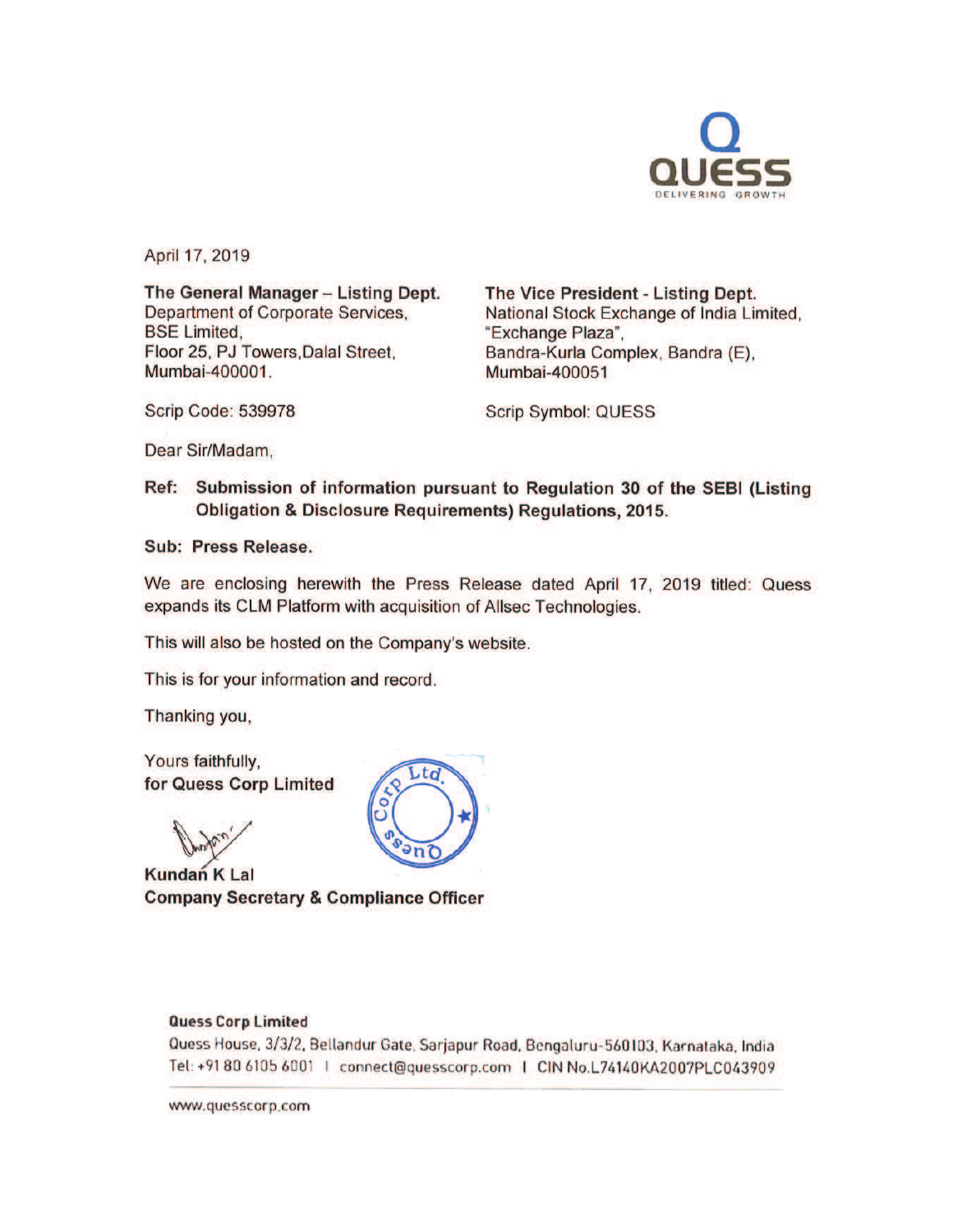April 17, 2019

**The General Manager – Listing Dept.**
Department of Corporate Services,
BSE Limited,
Floor 25, PJ Towers,Dalal Street,
Mumbai-400001.

**The Vice President - Listing Dept.**
National Stock Exchange of India Limited,
"Exchange Plaza",
Bandra-Kurla Complex, Bandra (E),
Mumbai-400051

Scrip Code: 539978

Scrip Symbol: QUESS

Dear Sir/Madam,

**Ref: Submission of information pursuant to Regulation 30 of the SEBI (Listing Obligation & Disclosure Requirements) Regulations, 2015.**

**Sub: Press Release.**

We are enclosing herewith the Press Release dated April 17, 2019 titled: Quess expands its CLM Platform with acquisition of Allsec Technologies.

This will also be hosted on the Company's website.

This is for your information and record.

Thanking you,

Yours faithfully,
**for Quess Corp Limited**

**Kundan K Lal**
**Company Secretary & Compliance Officer**

**Quess Corp Limited**
Quess House, 3/3/2, Bellandur Gate, Sarjapur Road, Bengaluru-560103, Karnataka, India
Tel: +91 80 6105 6001 | connect@quesscorp.com | CIN No.L74140KA2007PLC043909

www.quesscorp.com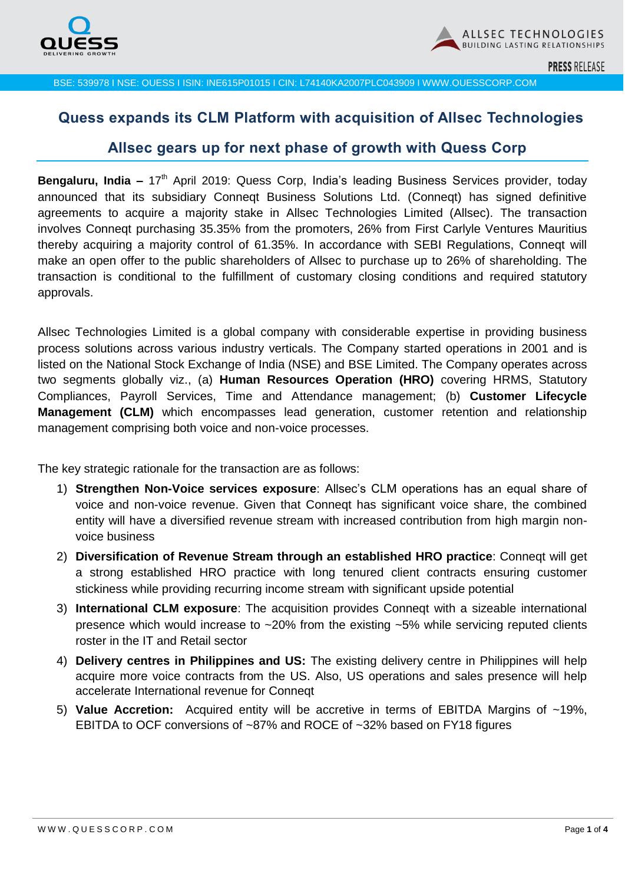BSE: 539978 I NSE: QUESS I ISIN: INE615P01015 I CIN: L74140KA2007PLC043909 I WWW.QUESSCORP.COM

## Quess expands its CLM Platform with acquisition of Allsec Technologies

## Allsec gears up for next phase of growth with Quess Corp

**Bengaluru, India –** 17th April 2019: Quess Corp, India's leading Business Services provider, today announced that its subsidiary Conneqt Business Solutions Ltd. (Conneqt) has signed definitive agreements to acquire a majority stake in Allsec Technologies Limited (Allsec). The transaction involves Conneqt purchasing 35.35% from the promoters, 26% from First Carlyle Ventures Mauritius thereby acquiring a majority control of 61.35%. In accordance with SEBI Regulations, Conneqt will make an open offer to the public shareholders of Allsec to purchase up to 26% of shareholding. The transaction is conditional to the fulfillment of customary closing conditions and required statutory approvals.

Allsec Technologies Limited is a global company with considerable expertise in providing business process solutions across various industry verticals. The Company started operations in 2001 and is listed on the National Stock Exchange of India (NSE) and BSE Limited. The Company operates across two segments globally viz., (a) **Human Resources Operation (HRO)** covering HRMS, Statutory Compliances, Payroll Services, Time and Attendance management; (b) **Customer Lifecycle Management (CLM)** which encompasses lead generation, customer retention and relationship management comprising both voice and non-voice processes.

The key strategic rationale for the transaction are as follows:

1) **Strengthen Non-Voice services exposure**: Allsec's CLM operations has an equal share of voice and non-voice revenue. Given that Conneqt has significant voice share, the combined entity will have a diversified revenue stream with increased contribution from high margin non-voice business
2) **Diversification of Revenue Stream through an established HRO practice**: Conneqt will get a strong established HRO practice with long tenured client contracts ensuring customer stickiness while providing recurring income stream with significant upside potential
3) **International CLM exposure**: The acquisition provides Conneqt with a sizeable international presence which would increase to ~20% from the existing ~5% while servicing reputed clients roster in the IT and Retail sector
4) **Delivery centres in Philippines and US:** The existing delivery centre in Philippines will help acquire more voice contracts from the US. Also, US operations and sales presence will help accelerate International revenue for Conneqt
5) **Value Accretion:** Acquired entity will be accretive in terms of EBITDA Margins of ~19%, EBITDA to OCF conversions of ~87% and ROCE of ~32% based on FY18 figures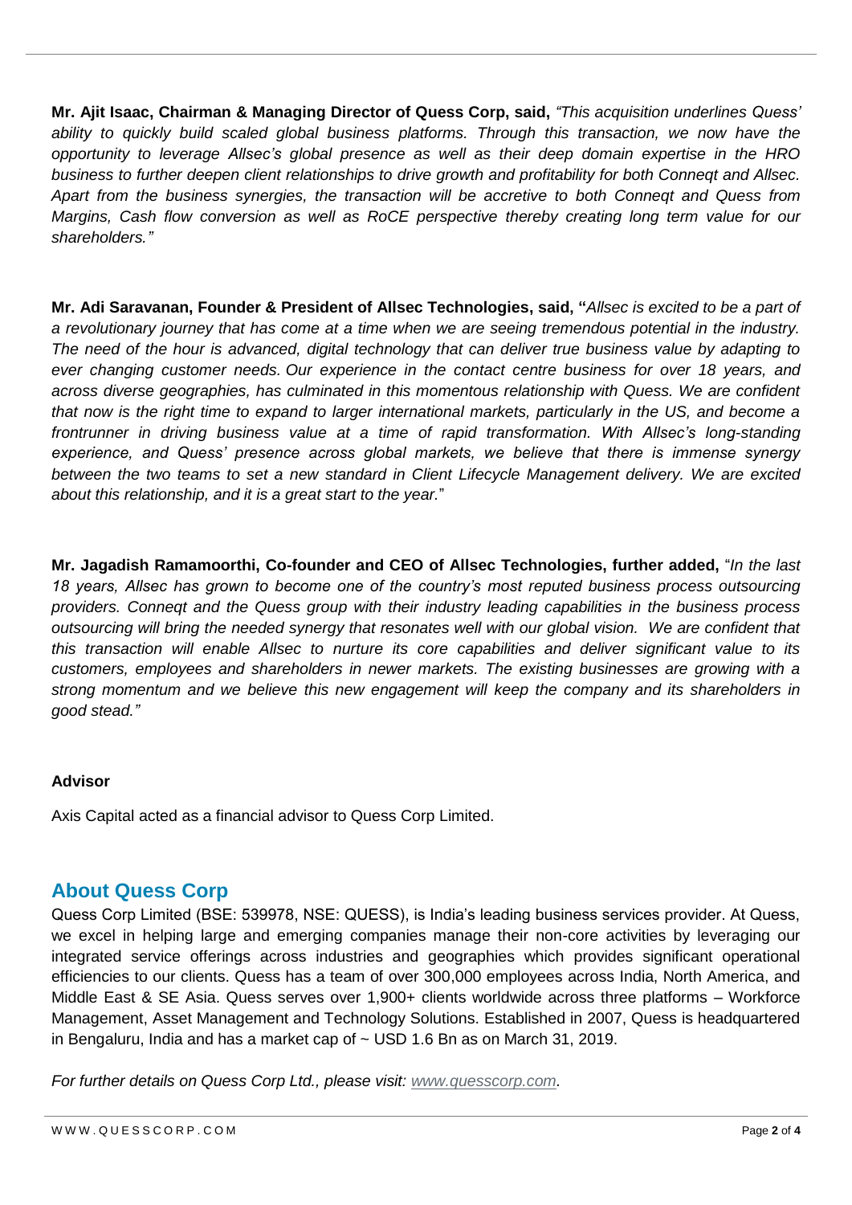**Mr. Ajit Isaac, Chairman & Managing Director of Quess Corp, said,** *"This acquisition underlines Quess' ability to quickly build scaled global business platforms. Through this transaction, we now have the opportunity to leverage Allsec's global presence as well as their deep domain expertise in the HRO business to further deepen client relationships to drive growth and profitability for both Conneqt and Allsec. Apart from the business synergies, the transaction will be accretive to both Conneqt and Quess from Margins, Cash flow conversion as well as RoCE perspective thereby creating long term value for our shareholders."*

**Mr. Adi Saravanan, Founder & President of Allsec Technologies, said, "***Allsec is excited to be a part of a revolutionary journey that has come at a time when we are seeing tremendous potential in the industry. The need of the hour is advanced, digital technology that can deliver true business value by adapting to ever changing customer needs. Our experience in the contact centre business for over 18 years, and across diverse geographies, has culminated in this momentous relationship with Quess. We are confident that now is the right time to expand to larger international markets, particularly in the US, and become a frontrunner in driving business value at a time of rapid transformation. With Allsec's long-standing experience, and Quess' presence across global markets, we believe that there is immense synergy between the two teams to set a new standard in Client Lifecycle Management delivery. We are excited about this relationship, and it is a great start to the year.*"

**Mr. Jagadish Ramamoorthi, Co-founder and CEO of Allsec Technologies, further added,** "*In the last 18 years, Allsec has grown to become one of the country's most reputed business process outsourcing providers. Conneqt and the Quess group with their industry leading capabilities in the business process outsourcing will bring the needed synergy that resonates well with our global vision. We are confident that this transaction will enable Allsec to nurture its core capabilities and deliver significant value to its customers, employees and shareholders in newer markets. The existing businesses are growing with a strong momentum and we believe this new engagement will keep the company and its shareholders in good stead."*

**Advisor**

Axis Capital acted as a financial advisor to Quess Corp Limited.

## About Quess Corp

Quess Corp Limited (BSE: 539978, NSE: QUESS), is India's leading business services provider. At Quess, we excel in helping large and emerging companies manage their non-core activities by leveraging our integrated service offerings across industries and geographies which provides significant operational efficiencies to our clients. Quess has a team of over 300,000 employees across India, North America, and Middle East & SE Asia. Quess serves over 1,900+ clients worldwide across three platforms – Workforce Management, Asset Management and Technology Solutions. Established in 2007, Quess is headquartered in Bengaluru, India and has a market cap of ~ USD 1.6 Bn as on March 31, 2019.

*For further details on Quess Corp Ltd., please visit: [www.quesscorp.com](www.quesscorp.com).*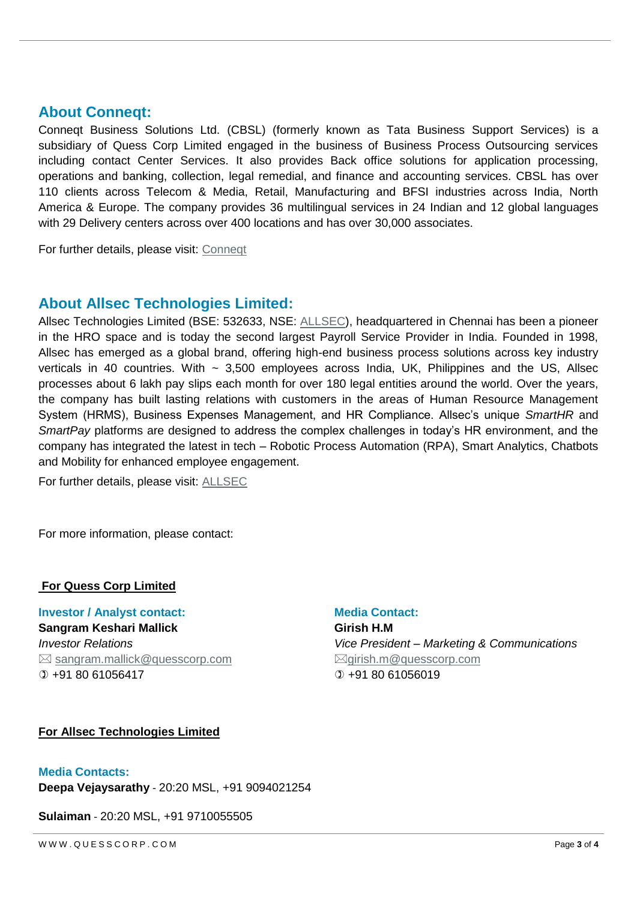## About Conneqt:

Conneqt Business Solutions Ltd. (CBSL) (formerly known as Tata Business Support Services) is a subsidiary of Quess Corp Limited engaged in the business of Business Process Outsourcing services including contact Center Services. It also provides Back office solutions for application processing, operations and banking, collection, legal remedial, and finance and accounting services. CBSL has over 110 clients across Telecom & Media, Retail, Manufacturing and BFSI industries across India, North America & Europe. The company provides 36 multilingual services in 24 Indian and 12 global languages with 29 Delivery centers across over 400 locations and has over 30,000 associates.

For further details, please visit: Conneqt

## About Allsec Technologies Limited:

Allsec Technologies Limited (BSE: 532633, NSE: ALLSEC), headquartered in Chennai has been a pioneer in the HRO space and is today the second largest Payroll Service Provider in India. Founded in 1998, Allsec has emerged as a global brand, offering high-end business process solutions across key industry verticals in 40 countries. With ~ 3,500 employees across India, UK, Philippines and the US, Allsec processes about 6 lakh pay slips each month for over 180 legal entities around the world. Over the years, the company has built lasting relations with customers in the areas of Human Resource Management System (HRMS), Business Expenses Management, and HR Compliance. Allsec's unique *SmartHR* and *SmartPay* platforms are designed to address the complex challenges in today's HR environment, and the company has integrated the latest in tech – Robotic Process Automation (RPA), Smart Analytics, Chatbots and Mobility for enhanced employee engagement.

For further details, please visit: ALLSEC

For more information, please contact:

**For Quess Corp Limited**

**Investor / Analyst contact:**
**Sangram Keshari Mallick**
*Investor Relations*
✉ sangram.mallick@quesscorp.com
✆ +91 80 61056417

**Media Contact:**
**Girish H.M**
*Vice President – Marketing & Communications*
✉ girish.m@quesscorp.com
✆ +91 80 61056019

**For Allsec Technologies Limited**

**Media Contacts:**
**Deepa Vejaysarathy** - 20:20 MSL, +91 9094021254

**Sulaiman** - 20:20 MSL, +91 9710055505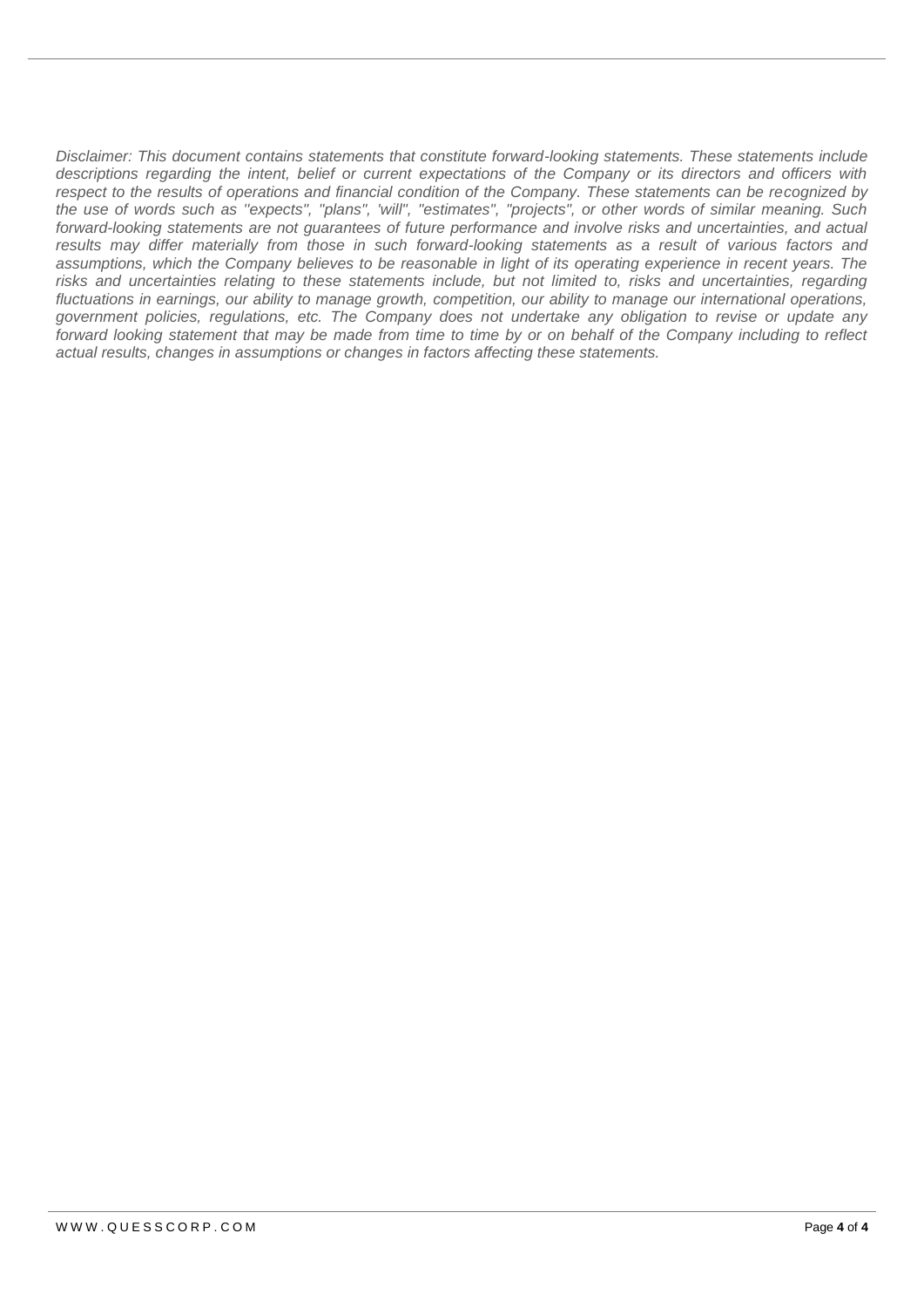*Disclaimer: This document contains statements that constitute forward-looking statements. These statements include descriptions regarding the intent, belief or current expectations of the Company or its directors and officers with respect to the results of operations and financial condition of the Company. These statements can be recognized by the use of words such as "expects", "plans", 'will", "estimates", "projects", or other words of similar meaning. Such forward-looking statements are not guarantees of future performance and involve risks and uncertainties, and actual results may differ materially from those in such forward-looking statements as a result of various factors and assumptions, which the Company believes to be reasonable in light of its operating experience in recent years. The risks and uncertainties relating to these statements include, but not limited to, risks and uncertainties, regarding fluctuations in earnings, our ability to manage growth, competition, our ability to manage our international operations, government policies, regulations, etc. The Company does not undertake any obligation to revise or update any forward looking statement that may be made from time to time by or on behalf of the Company including to reflect actual results, changes in assumptions or changes in factors affecting these statements.*